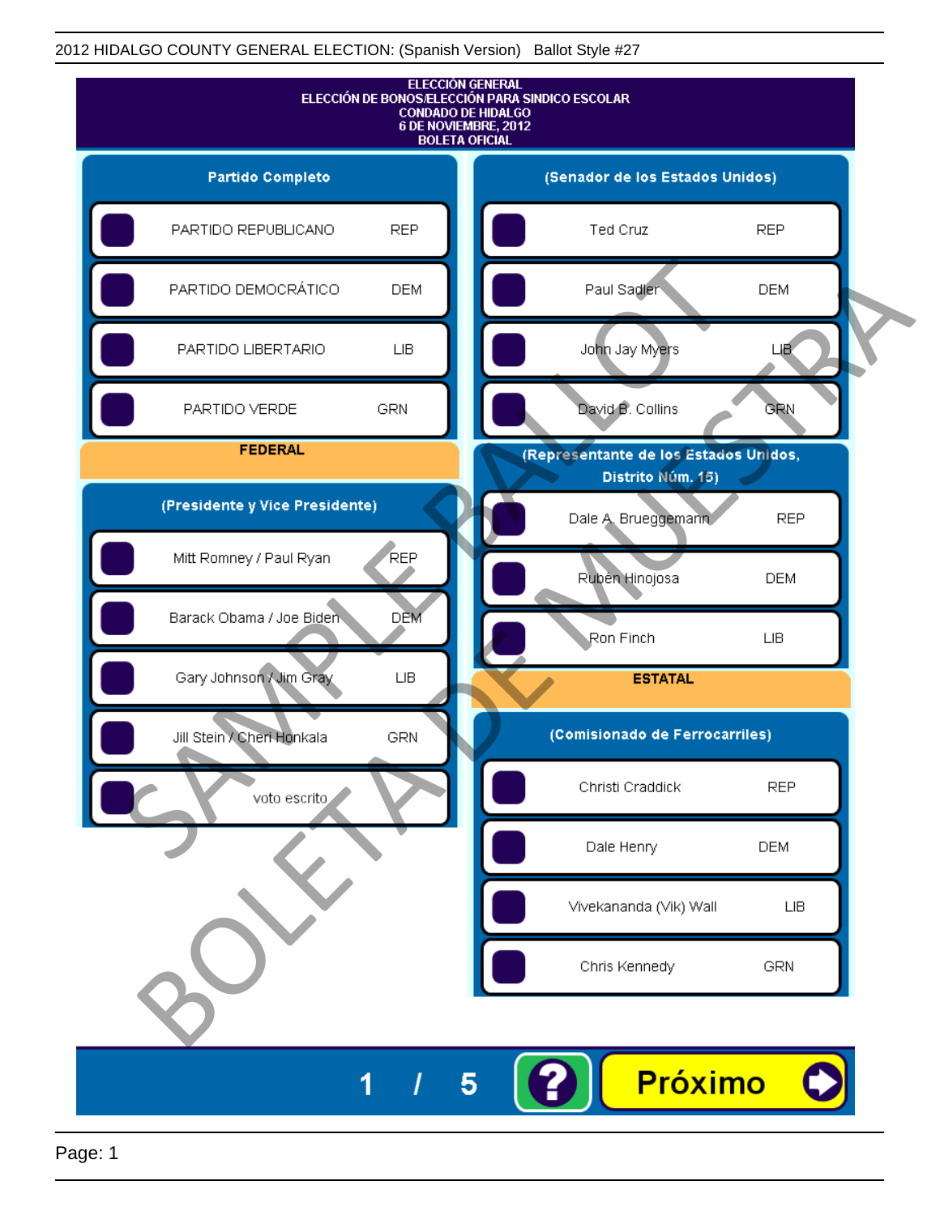2012 HIDALGO COUNTY GENERAL ELECTION: (Spanish Version) Ballot Style #27

# ELECCIÓN GENERAL
## ELECCIÓN DE BONOS/ELECCIÓN PARA SINDICO ESCOLAR
## CONDADO DE HIDALGO
## 6 DE NOVIEMBRE, 2012
## BOLETA OFICIAL

### Partido Completo

| Partido | |
|---|---|
| PARTIDO REPUBLICANO | REP |
| PARTIDO DEMOCRÁTICO | DEM |
| PARTIDO LIBERTARIO | LIB |
| PARTIDO VERDE | GRN |

### FEDERAL

#### (Presidente y Vice Presidente)

| Candidato | Partido |
|---|---|
| Mitt Romney / Paul Ryan | REP |
| Barack Obama / Joe Biden | DEM |
| Gary Johnson / Jim Gray | LIB |
| Jill Stein / Cheri Honkala | GRN |
| voto escrito | |

#### (Senador de los Estados Unidos)

| Candidato | Partido |
|---|---|
| Ted Cruz | REP |
| Paul Sadler | DEM |
| John Jay Myers | LIB |
| David B. Collins | GRN |

#### (Representante de los Estados Unidos, Distrito Núm. 15)

| Candidato | Partido |
|---|---|
| Dale A. Brueggemann | REP |
| Rubén Hinojosa | DEM |
| Ron Finch | LIB |

### ESTATAL

#### (Comisionado de Ferrocarriles)

| Candidato | Partido |
|---|---|
| Christi Craddick | REP |
| Dale Henry | DEM |
| Vivekananda (Vik) Wall | LIB |
| Chris Kennedy | GRN |

1 / 5 ? Próximo

SAMPLE BALLOT
BOLETA DE MUESTRA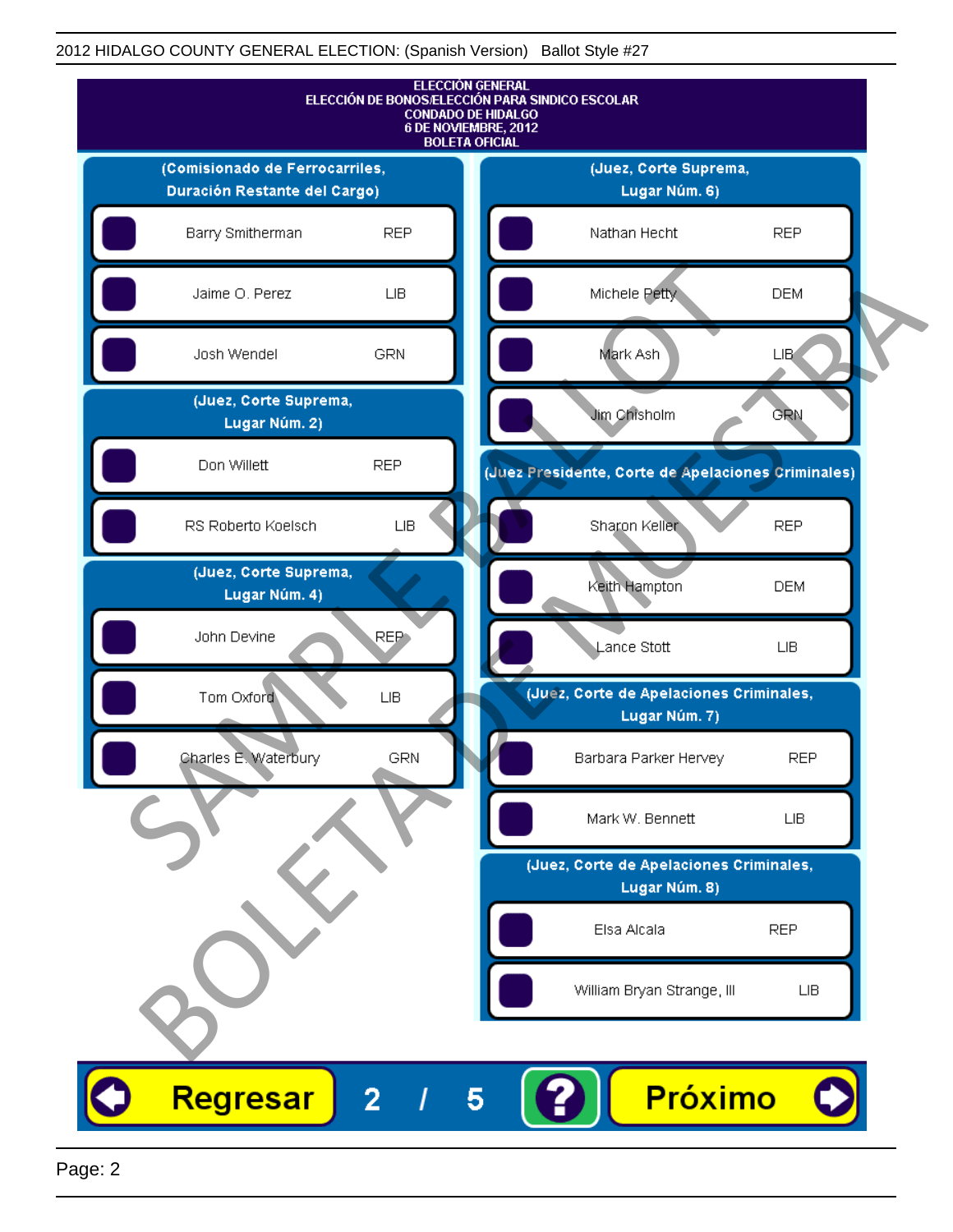2012 HIDALGO COUNTY GENERAL ELECTION: (Spanish Version) Ballot Style #27

# ELECCIÓN GENERAL
## ELECCIÓN DE BONOS/ELECCIÓN PARA SINDICO ESCOLAR
## CONDADO DE HIDALGO
## 6 DE NOVIEMBRE, 2012
## BOLETA OFICIAL

### (Comisionado de Ferrocarriles, Duración Restante del Cargo)

| Candidato | Partido |
|---|---|
| Barry Smitherman | REP |
| Jaime O. Perez | LIB |
| Josh Wendel | GRN |

### (Juez, Corte Suprema, Lugar Núm. 2)

| Candidato | Partido |
|---|---|
| Don Willett | REP |
| RS Roberto Koelsch | LIB |

### (Juez, Corte Suprema, Lugar Núm. 4)

| Candidato | Partido |
|---|---|
| John Devine | REP |
| Tom Oxford | LIB |
| Charles E. Waterbury | GRN |

### (Juez, Corte Suprema, Lugar Núm. 6)

| Candidato | Partido |
|---|---|
| Nathan Hecht | REP |
| Michele Petty | DEM |
| Mark Ash | LIB |
| Jim Chisholm | GRN |

### (Juez Presidente, Corte de Apelaciones Criminales)

| Candidato | Partido |
|---|---|
| Sharon Keller | REP |
| Keith Hampton | DEM |
| Lance Stott | LIB |

### (Juez, Corte de Apelaciones Criminales, Lugar Núm. 7)

| Candidato | Partido |
|---|---|
| Barbara Parker Hervey | REP |
| Mark W. Bennett | LIB |

### (Juez, Corte de Apelaciones Criminales, Lugar Núm. 8)

| Candidato | Partido |
|---|---|
| Elsa Alcala | REP |
| William Bryan Strange, III | LIB |

SAMPLE BALLOT
BOLETA DE MUESTRA

Regresar 2 / 5 ? Próximo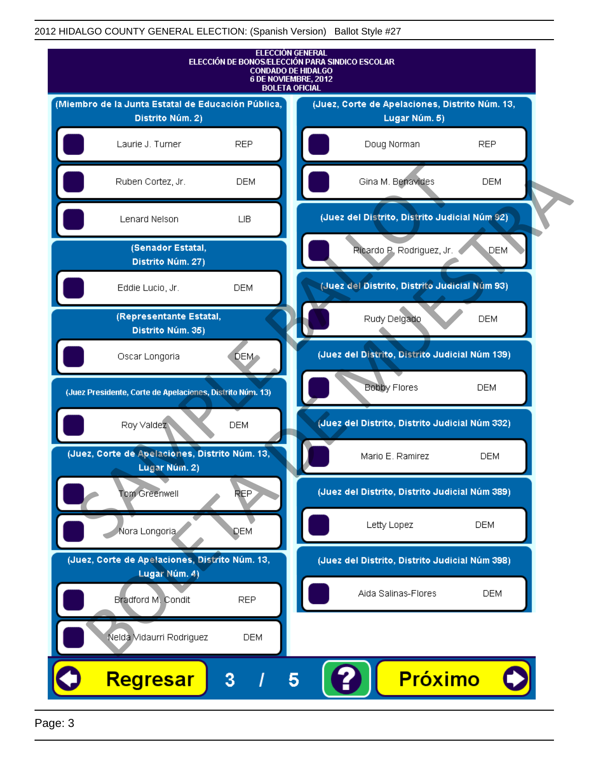2012 HIDALGO COUNTY GENERAL ELECTION: (Spanish Version)   Ballot Style #27

# ELECCIÓN GENERAL
## ELECCIÓN DE BONOS/ELECCIÓN PARA SINDICO ESCOLAR
## CONDADO DE HIDALGO
## 6 DE NOVIEMBRE, 2012
## BOLETA OFICIAL

### (Miembro de la Junta Estatal de Educación Pública, Distrito Núm. 2)

| Candidato | Partido |
|---|---|
| Laurie J. Turner | REP |
| Ruben Cortez, Jr. | DEM |
| Lenard Nelson | LIB |

### (Senador Estatal, Distrito Núm. 27)

| Candidato | Partido |
|---|---|
| Eddie Lucio, Jr. | DEM |

### (Representante Estatal, Distrito Núm. 35)

| Candidato | Partido |
|---|---|
| Oscar Longoria | DEM |

### (Juez Presidente, Corte de Apelaciones, Distrito Núm. 13)

| Candidato | Partido |
|---|---|
| Roy Valdez | DEM |

### (Juez, Corte de Apelaciones, Distrito Núm. 13, Lugar Núm. 2)

| Candidato | Partido |
|---|---|
| Tom Greenwell | REP |
| Nora Longoria | DEM |

### (Juez, Corte de Apelaciones, Distrito Núm. 13, Lugar Núm. 4)

| Candidato | Partido |
|---|---|
| Bradford M. Condit | REP |
| Nelda Vidaurri Rodriguez | DEM |

### (Juez, Corte de Apelaciones, Distrito Núm. 13, Lugar Núm. 5)

| Candidato | Partido |
|---|---|
| Doug Norman | REP |
| Gina M. Benavides | DEM |

### (Juez del Distrito, Distrito Judicial Núm 92)

| Candidato | Partido |
|---|---|
| Ricardo P. Rodriguez, Jr. | DEM |

### (Juez del Distrito, Distrito Judicial Núm 93)

| Candidato | Partido |
|---|---|
| Rudy Delgado | DEM |

### (Juez del Distrito, Distrito Judicial Núm 139)

| Candidato | Partido |
|---|---|
| Bobby Flores | DEM |

### (Juez del Distrito, Distrito Judicial Núm 332)

| Candidato | Partido |
|---|---|
| Mario E. Ramirez | DEM |

### (Juez del Distrito, Distrito Judicial Núm 389)

| Candidato | Partido |
|---|---|
| Letty Lopez | DEM |

### (Juez del Distrito, Distrito Judicial Núm 398)

| Candidato | Partido |
|---|---|
| Aida Salinas-Flores | DEM |

Regresar   3 / 5   ?   Próximo

SAMPLE BALLOT — BOLETA DE MUESTRA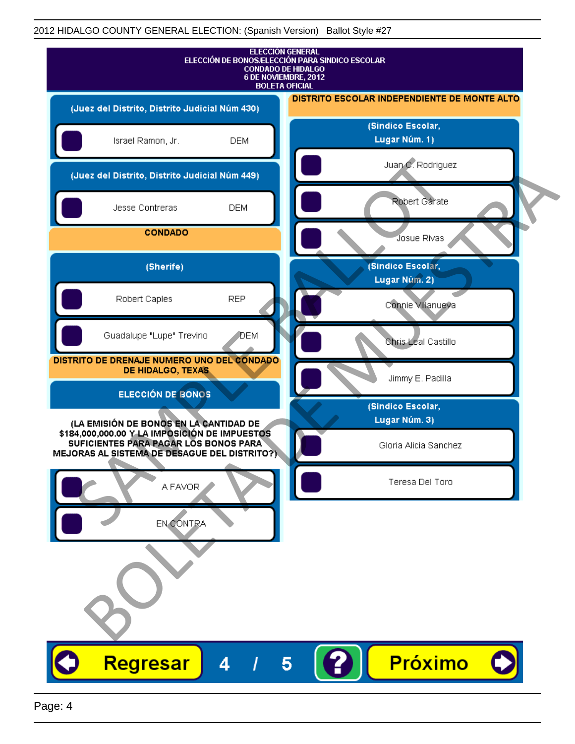2012 HIDALGO COUNTY GENERAL ELECTION: (Spanish Version) Ballot Style #27

# ELECCIÓN GENERAL
## ELECCIÓN DE BONOS/ELECCIÓN PARA SINDICO ESCOLAR
## CONDADO DE HIDALGO
## 6 DE NOVIEMBRE, 2012
## BOLETA OFICIAL

### (Juez del Distrito, Distrito Judicial Núm 430)

- Israel Ramon, Jr. — DEM

### (Juez del Distrito, Distrito Judicial Núm 449)

- Jesse Contreras — DEM

## CONDADO

### (Sherife)

- Robert Caples — REP
- Guadalupe "Lupe" Trevino — DEM

## DISTRITO DE DRENAJE NUMERO UNO DEL CONDADO DE HIDALGO, TEXAS

### ELECCIÓN DE BONOS

**(LA EMISIÓN DE BONOS EN LA CANTIDAD DE $184,000,000.00 Y LA IMPOSICIÓN DE IMPUESTOS SUFICIENTES PARA PAGAR LOS BONOS PARA MEJORAS AL SISTEMA DE DESAGUE DEL DISTRITO?)**

- A FAVOR
- EN CONTRA

## DISTRITO ESCOLAR INDEPENDIENTE DE MONTE ALTO

### (Sindico Escolar, Lugar Núm. 1)

- Juan C. Rodriguez
- Robert Garate
- Josue Rivas

### (Sindico Escolar, Lugar Núm. 2)

- Connie Villanueva
- Chris Leal Castillo
- Jimmy E. Padilla

### (Sindico Escolar, Lugar Núm. 3)

- Gloria Alicia Sanchez
- Teresa Del Toro

SAMPLE BALLOT
BOLETA DE MUESTRA

Regresar 4 / 5 ? Próximo

Page: 4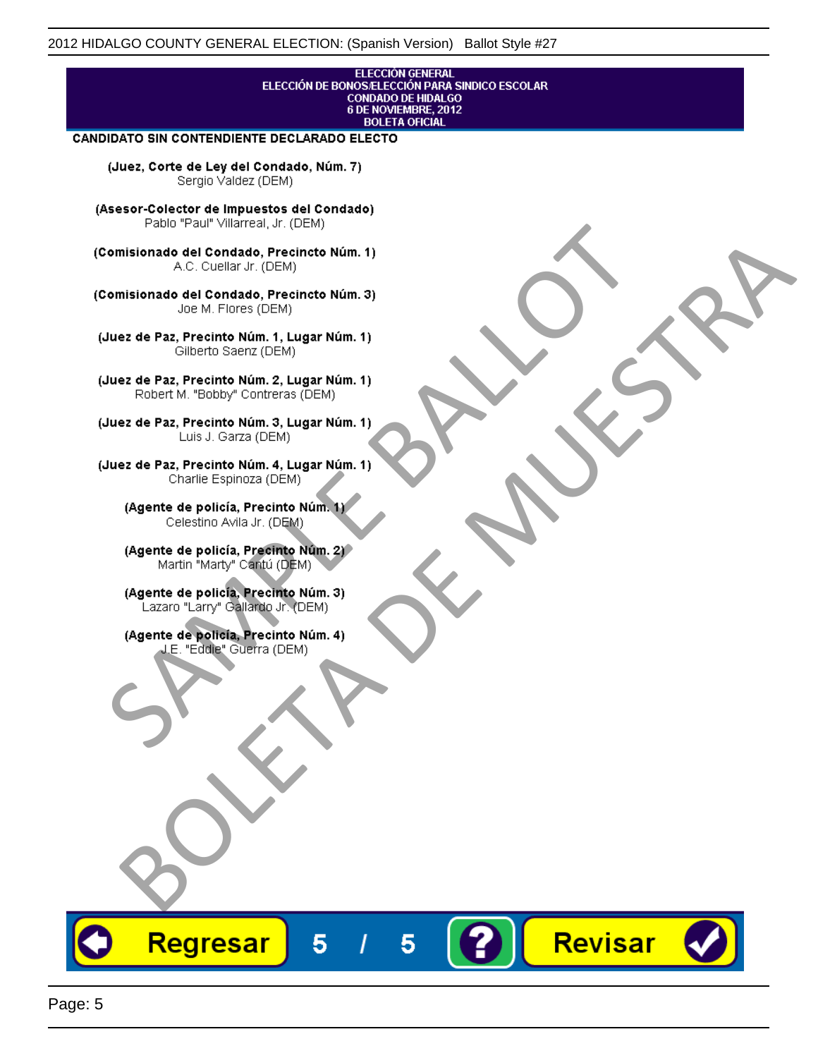ELECCIÓN GENERAL
ELECCIÓN DE BONOS/ELECCIÓN PARA SINDICO ESCOLAR
CONDADO DE HIDALGO
6 DE NOVIEMBRE, 2012
BOLETA OFICIAL

**CANDIDATO SIN CONTENDIENTE DECLARADO ELECTO**

**(Juez, Corte de Ley del Condado, Núm. 7)**
Sergio Valdez (DEM)

**(Asesor-Colector de Impuestos del Condado)**
Pablo "Paul" Villarreal, Jr. (DEM)

**(Comisionado del Condado, Precincto Núm. 1)**
A.C. Cuellar Jr. (DEM)

**(Comisionado del Condado, Precincto Núm. 3)**
Joe M. Flores (DEM)

**(Juez de Paz, Precinto Núm. 1, Lugar Núm. 1)**
Gilberto Saenz (DEM)

**(Juez de Paz, Precinto Núm. 2, Lugar Núm. 1)**
Robert M. "Bobby" Contreras (DEM)

**(Juez de Paz, Precinto Núm. 3, Lugar Núm. 1)**
Luis J. Garza (DEM)

**(Juez de Paz, Precinto Núm. 4, Lugar Núm. 1)**
Charlie Espinoza (DEM)

**(Agente de policía, Precinto Núm. 1)**
Celestino Avila Jr. (DEM)

**(Agente de policía, Precinto Núm. 2)**
Martin "Marty" Cantú (DEM)

**(Agente de policía, Precinto Núm. 3)**
Lazaro "Larry" Gallardo Jr. (DEM)

**(Agente de policía, Precinto Núm. 4)**
J.E. "Eddie" Guerra (DEM)

Regresar 5 / 5 ? Revisar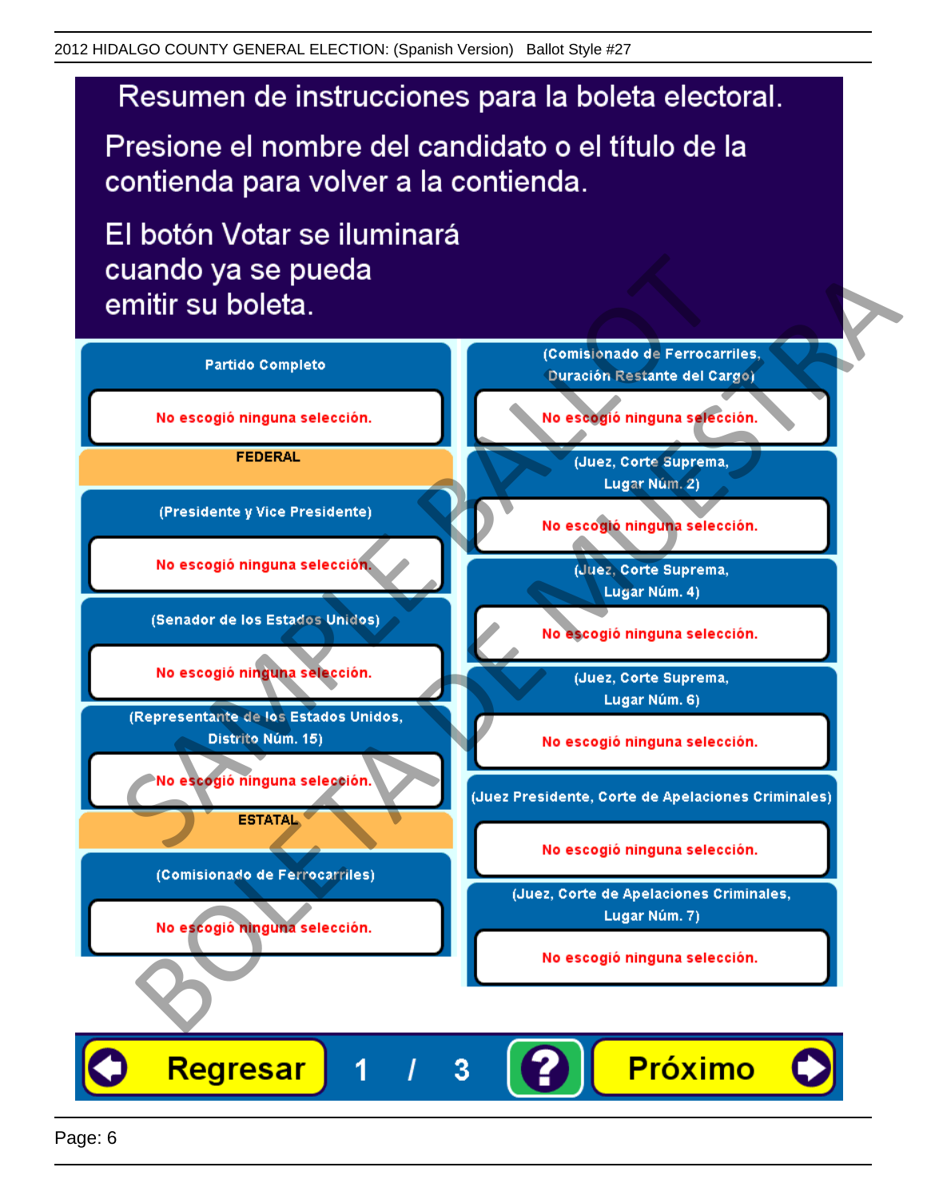# Resumen de instrucciones para la boleta electoral.

Presione el nombre del candidato o el título de la contienda para volver a la contienda.

El botón Votar se iluminará cuando ya se pueda emitir su boleta.

**Partido Completo**

No escogió ninguna selección.

**FEDERAL**

**(Presidente y Vice Presidente)**

No escogió ninguna selección.

**(Senador de los Estados Unidos)**

No escogió ninguna selección.

**(Representante de los Estados Unidos, Distrito Núm. 15)**

No escogió ninguna selección.

**ESTATAL**

**(Comisionado de Ferrocarriles)**

No escogió ninguna selección.

**(Comisionado de Ferrocarriles, Duración Restante del Cargo)**

No escogió ninguna selección.

**(Juez, Corte Suprema, Lugar Núm. 2)**

No escogió ninguna selección.

**(Juez, Corte Suprema, Lugar Núm. 4)**

No escogió ninguna selección.

**(Juez, Corte Suprema, Lugar Núm. 6)**

No escogió ninguna selección.

**(Juez Presidente, Corte de Apelaciones Criminales)**

No escogió ninguna selección.

**(Juez, Corte de Apelaciones Criminales, Lugar Núm. 7)**

No escogió ninguna selección.

Regresar 1 / 3 ? Próximo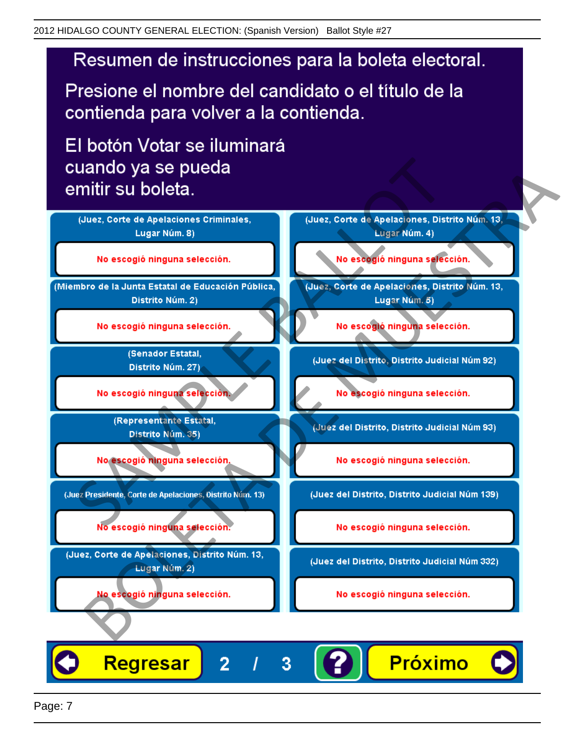# Resumen de instrucciones para la boleta electoral.

Presione el nombre del candidato o el título de la contienda para volver a la contienda.

El botón Votar se iluminará cuando ya se pueda emitir su boleta.

(Juez, Corte de Apelaciones Criminales, Lugar Núm. 8)

No escogió ninguna selección.

(Miembro de la Junta Estatal de Educación Pública, Distrito Núm. 2)

No escogió ninguna selección.

(Senador Estatal, Distrito Núm. 27)

No escogió ninguna selección.

(Representante Estatal, Distrito Núm. 35)

No escogió ninguna selección.

(Juez Presidente, Corte de Apelaciones, Distrito Núm. 13)

No escogió ninguna selección.

(Juez, Corte de Apelaciones, Distrito Núm. 13, Lugar Núm. 2)

No escogió ninguna selección.

(Juez, Corte de Apelaciones, Distrito Núm. 13, Lugar Núm. 4)

No escogió ninguna selección.

(Juez, Corte de Apelaciones, Distrito Núm. 13, Lugar Núm. 5)

No escogió ninguna selección.

(Juez del Distrito, Distrito Judicial Núm 92)

No escogió ninguna selección.

(Juez del Distrito, Distrito Judicial Núm 93)

No escogió ninguna selección.

(Juez del Distrito, Distrito Judicial Núm 139)

No escogió ninguna selección.

(Juez del Distrito, Distrito Judicial Núm 332)

No escogió ninguna selección.

Regresar 2 / 3 ? Próximo

SAMPLE BALLOT
BOLETA DE MUESTRA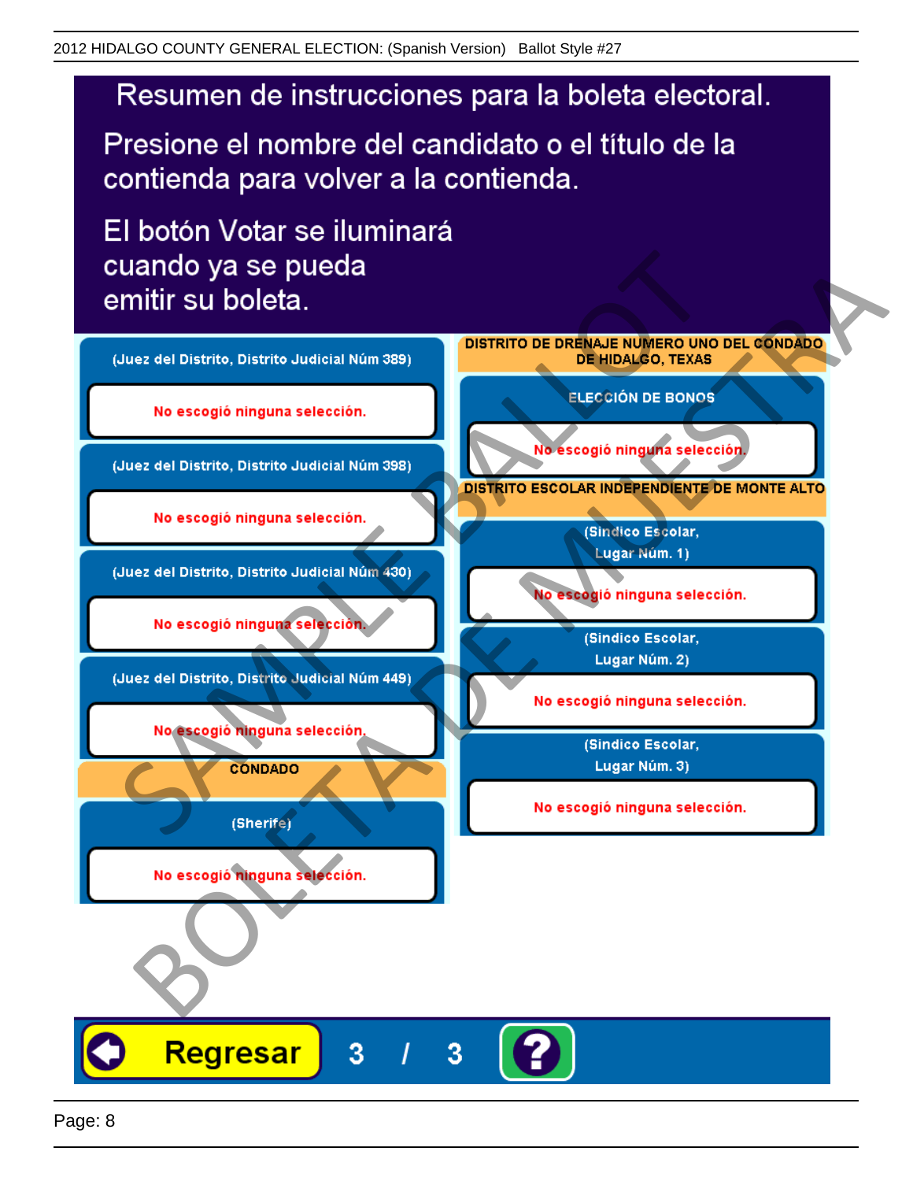# Resumen de instrucciones para la boleta electoral.

Presione el nombre del candidato o el título de la contienda para volver a la contienda.

El botón Votar se iluminará cuando ya se pueda emitir su boleta.

**(Juez del Distrito, Distrito Judicial Núm 389)**

No escogió ninguna selección.

**(Juez del Distrito, Distrito Judicial Núm 398)**

No escogió ninguna selección.

**(Juez del Distrito, Distrito Judicial Núm 430)**

No escogió ninguna selección.

**(Juez del Distrito, Distrito Judicial Núm 449)**

No escogió ninguna selección.

## CONDADO

**(Sherife)**

No escogió ninguna selección.

## DISTRITO DE DRENAJE NUMERO UNO DEL CONDADO DE HIDALGO, TEXAS

**ELECCIÓN DE BONOS**

No escogió ninguna selección.

## DISTRITO ESCOLAR INDEPENDIENTE DE MONTE ALTO

**(Sindico Escolar, Lugar Núm. 1)**

No escogió ninguna selección.

**(Sindico Escolar, Lugar Núm. 2)**

No escogió ninguna selección.

**(Sindico Escolar, Lugar Núm. 3)**

No escogió ninguna selección.

Regresar 3 / 3 ?

SAMPLE BALLOT
BOLETA DE MUESTRA